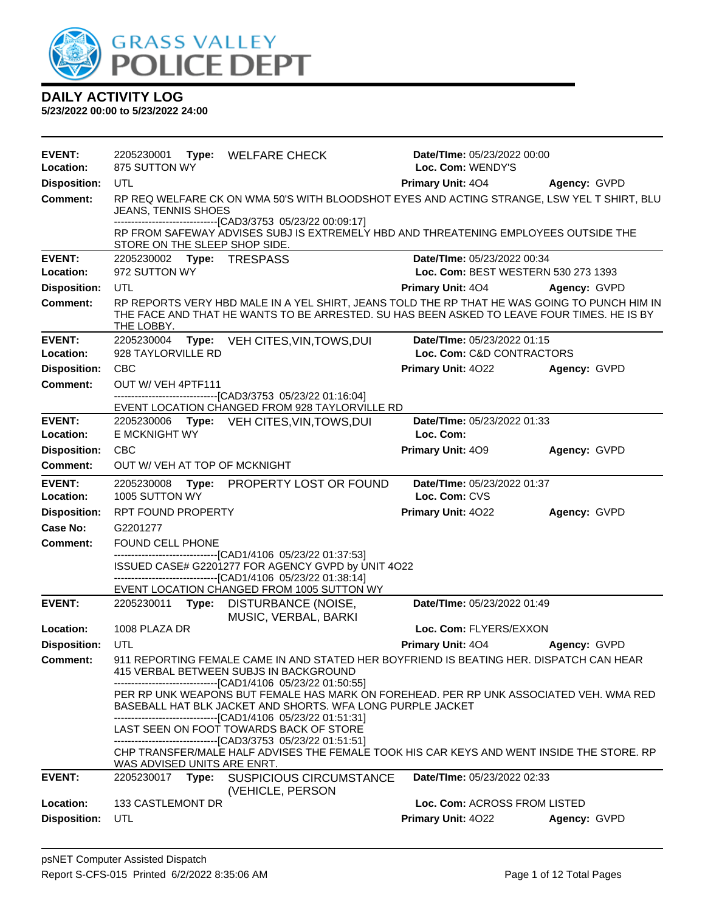# GRASS VALLEY POLICE DEPT

## DAILY ACTIVITY LOG

**5/23/2022 00:00 to 5/23/2022 24:00**

---

**EVENT:** 2205230001 **Type:** WELFARE CHECK **Date/TIme:** 05/23/2022 00:00
**Location:** 875 SUTTON WY **Loc. Com:** WENDY'S
**Disposition:** UTL **Primary Unit:** 4O4 **Agency:** GVPD
**Comment:** RP REQ WELFARE CK ON WMA 50'S WITH BLOODSHOT EYES AND ACTING STRANGE, LSW YEL T SHIRT, BLU JEANS, TENNIS SHOES
------------------------------[CAD3/3753 05/23/22 00:09:17]
RP FROM SAFEWAY ADVISES SUBJ IS EXTREMELY HBD AND THREATENING EMPLOYEES OUTSIDE THE STORE ON THE SLEEP SHOP SIDE.

---

**EVENT:** 2205230002 **Type:** TRESPASS **Date/TIme:** 05/23/2022 00:34
**Location:** 972 SUTTON WY **Loc. Com:** BEST WESTERN 530 273 1393
**Disposition:** UTL **Primary Unit:** 4O4 **Agency:** GVPD
**Comment:** RP REPORTS VERY HBD MALE IN A YEL SHIRT, JEANS TOLD THE RP THAT HE WAS GOING TO PUNCH HIM IN THE FACE AND THAT HE WANTS TO BE ARRESTED. SU HAS BEEN ASKED TO LEAVE FOUR TIMES. HE IS BY THE LOBBY.

---

**EVENT:** 2205230004 **Type:** VEH CITES,VIN,TOWS,DUI **Date/TIme:** 05/23/2022 01:15
**Location:** 928 TAYLORVILLE RD **Loc. Com:** C&D CONTRACTORS
**Disposition:** CBC **Primary Unit:** 4O22 **Agency:** GVPD
**Comment:** OUT W/ VEH 4PTF111
------------------------------[CAD3/3753 05/23/22 01:16:04]
EVENT LOCATION CHANGED FROM 928 TAYLORVILLE RD

---

**EVENT:** 2205230006 **Type:** VEH CITES,VIN,TOWS,DUI **Date/TIme:** 05/23/2022 01:33
**Location:** E MCKNIGHT WY **Loc. Com:**
**Disposition:** CBC **Primary Unit:** 4O9 **Agency:** GVPD
**Comment:** OUT W/ VEH AT TOP OF MCKNIGHT

---

**EVENT:** 2205230008 **Type:** PROPERTY LOST OR FOUND **Date/TIme:** 05/23/2022 01:37
**Location:** 1005 SUTTON WY **Loc. Com:** CVS
**Disposition:** RPT FOUND PROPERTY **Primary Unit:** 4O22 **Agency:** GVPD
**Case No:** G2201277
**Comment:** FOUND CELL PHONE
------------------------------[CAD1/4106 05/23/22 01:37:53]
ISSUED CASE# G2201277 FOR AGENCY GVPD by UNIT 4O22
------------------------------[CAD1/4106 05/23/22 01:38:14]
EVENT LOCATION CHANGED FROM 1005 SUTTON WY

---

**EVENT:** 2205230011 **Type:** DISTURBANCE (NOISE, MUSIC, VERBAL, BARKI **Date/TIme:** 05/23/2022 01:49
**Location:** 1008 PLAZA DR **Loc. Com:** FLYERS/EXXON
**Disposition:** UTL **Primary Unit:** 4O4 **Agency:** GVPD
**Comment:** 911 REPORTING FEMALE CAME IN AND STATED HER BOYFRIEND IS BEATING HER. DISPATCH CAN HEAR 415 VERBAL BETWEEN SUBJS IN BACKGROUND
------------------------------[CAD1/4106 05/23/22 01:50:55]
PER RP UNK WEAPONS BUT FEMALE HAS MARK ON FOREHEAD. PER RP UNK ASSOCIATED VEH. WMA RED BASEBALL HAT BLK JACKET AND SHORTS. WFA LONG PURPLE JACKET
------------------------------[CAD1/4106 05/23/22 01:51:31]
LAST SEEN ON FOOT TOWARDS BACK OF STORE
------------------------------[CAD3/3753 05/23/22 01:51:51]
CHP TRANSFER/MALE HALF ADVISES THE FEMALE TOOK HIS CAR KEYS AND WENT INSIDE THE STORE. RP WAS ADVISED UNITS ARE ENRT.

---

**EVENT:** 2205230017 **Type:** SUSPICIOUS CIRCUMSTANCE (VEHICLE, PERSON **Date/TIme:** 05/23/2022 02:33
**Location:** 133 CASTLEMONT DR **Loc. Com:** ACROSS FROM LISTED
**Disposition:** UTL **Primary Unit:** 4O22 **Agency:** GVPD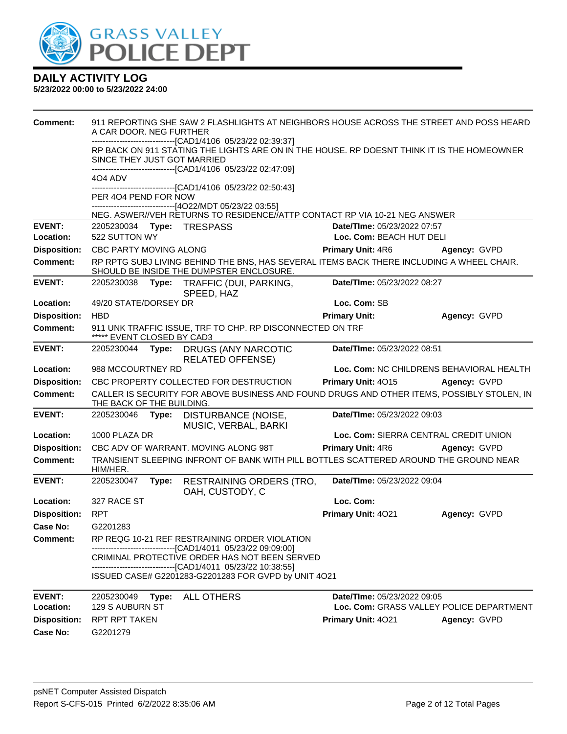# DAILY ACTIVITY LOG

**5/23/2022 00:00 to 5/23/2022 24:00**

**Comment:** 911 REPORTING SHE SAW 2 FLASHLIGHTS AT NEIGHBORS HOUSE ACROSS THE STREET AND POSS HEARD A CAR DOOR. NEG FURTHER
------------------------------[CAD1/4106 05/23/22 02:39:37]
RP BACK ON 911 STATING THE LIGHTS ARE ON IN THE HOUSE. RP DOESNT THINK IT IS THE HOMEOWNER SINCE THEY JUST GOT MARRIED
------------------------------[CAD1/4106 05/23/22 02:47:09]
4O4 ADV
------------------------------[CAD1/4106 05/23/22 02:50:43]
PER 4O4 PEND FOR NOW
------------------------------[4O22/MDT 05/23/22 03:55]
NEG. ASWER//VEH RETURNS TO RESIDENCE//ATTP CONTACT RP VIA 10-21 NEG ANSWER

---

**EVENT:** 2205230034 **Type:** TRESPASS **Date/Time:** 05/23/2022 07:57
**Location:** 522 SUTTON WY **Loc. Com:** BEACH HUT DELI
**Disposition:** CBC PARTY MOVING ALONG **Primary Unit:** 4R6 **Agency:** GVPD
**Comment:** RP RPTG SUBJ LIVING BEHIND THE BNS, HAS SEVERAL ITEMS BACK THERE INCLUDING A WHEEL CHAIR. SHOULD BE INSIDE THE DUMPSTER ENCLOSURE.

---

**EVENT:** 2205230038 **Type:** TRAFFIC (DUI, PARKING, SPEED, HAZ **Date/Time:** 05/23/2022 08:27
**Location:** 49/20 STATE/DORSEY DR **Loc. Com:** SB
**Disposition:** HBD **Primary Unit:** **Agency:** GVPD
**Comment:** 911 UNK TRAFFIC ISSUE, TRF TO CHP. RP DISCONNECTED ON TRF
***** EVENT CLOSED BY CAD3

---

**EVENT:** 2205230044 **Type:** DRUGS (ANY NARCOTIC RELATED OFFENSE) **Date/Time:** 05/23/2022 08:51
**Location:** 988 MCCOURTNEY RD **Loc. Com:** NC CHILDRENS BEHAVIORAL HEALTH
**Disposition:** CBC PROPERTY COLLECTED FOR DESTRUCTION **Primary Unit:** 4O15 **Agency:** GVPD
**Comment:** CALLER IS SECURITY FOR ABOVE BUSINESS AND FOUND DRUGS AND OTHER ITEMS, POSSIBLY STOLEN, IN THE BACK OF THE BUILDING.

---

**EVENT:** 2205230046 **Type:** DISTURBANCE (NOISE, MUSIC, VERBAL, BARKI **Date/Time:** 05/23/2022 09:03
**Location:** 1000 PLAZA DR **Loc. Com:** SIERRA CENTRAL CREDIT UNION
**Disposition:** CBC ADV OF WARRANT. MOVING ALONG 98T **Primary Unit:** 4R6 **Agency:** GVPD
**Comment:** TRANSIENT SLEEPING INFRONT OF BANK WITH PILL BOTTLES SCATTERED AROUND THE GROUND NEAR HIM/HER.

---

**EVENT:** 2205230047 **Type:** RESTRAINING ORDERS (TRO, OAH, CUSTODY, C **Date/Time:** 05/23/2022 09:04
**Location:** 327 RACE ST **Loc. Com:**
**Disposition:** RPT **Primary Unit:** 4O21 **Agency:** GVPD
**Case No:** G2201283
**Comment:** RP REQG 10-21 REF RESTRAINING ORDER VIOLATION
------------------------------[CAD1/4011 05/23/22 09:09:00]
CRIMINAL PROTECTIVE ORDER HAS NOT BEEN SERVED
------------------------------[CAD1/4011 05/23/22 10:38:55]
ISSUED CASE# G2201283-G2201283 FOR GVPD by UNIT 4O21

---

**EVENT:** 2205230049 **Type:** ALL OTHERS **Date/Time:** 05/23/2022 09:05
**Location:** 129 S AUBURN ST **Loc. Com:** GRASS VALLEY POLICE DEPARTMENT
**Disposition:** RPT RPT TAKEN **Primary Unit:** 4O21 **Agency:** GVPD
**Case No:** G2201279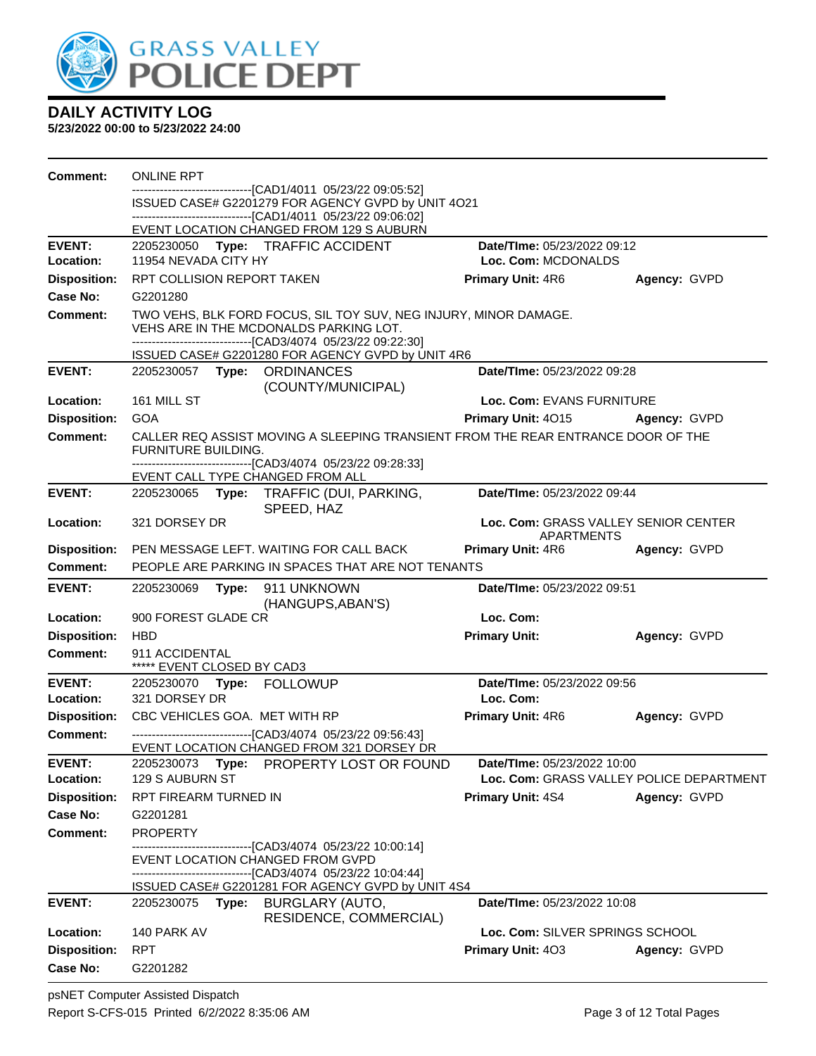# GRASS VALLEY POLICE DEPT

## DAILY ACTIVITY LOG

**5/23/2022 00:00 to 5/23/2022 24:00**

**Comment:** ONLINE RPT
-------------------------------[CAD1/4011 05/23/22 09:05:52]
ISSUED CASE# G2201279 FOR AGENCY GVPD by UNIT 4O21
-------------------------------[CAD1/4011 05/23/22 09:06:02]
EVENT LOCATION CHANGED FROM 129 S AUBURN

---

**EVENT:** 2205230050 **Type:** TRAFFIC ACCIDENT **Date/TIme:** 05/23/2022 09:12
**Location:** 11954 NEVADA CITY HY **Loc. Com:** MCDONALDS
**Disposition:** RPT COLLISION REPORT TAKEN **Primary Unit:** 4R6 **Agency:** GVPD
**Case No:** G2201280
**Comment:** TWO VEHS, BLK FORD FOCUS, SIL TOY SUV, NEG INJURY, MINOR DAMAGE. VEHS ARE IN THE MCDONALDS PARKING LOT.
-------------------------------[CAD3/4074 05/23/22 09:22:30]
ISSUED CASE# G2201280 FOR AGENCY GVPD by UNIT 4R6

---

**EVENT:** 2205230057 **Type:** ORDINANCES (COUNTY/MUNICIPAL) **Date/TIme:** 05/23/2022 09:28
**Location:** 161 MILL ST **Loc. Com:** EVANS FURNITURE
**Disposition:** GOA **Primary Unit:** 4O15 **Agency:** GVPD
**Comment:** CALLER REQ ASSIST MOVING A SLEEPING TRANSIENT FROM THE REAR ENTRANCE DOOR OF THE FURNITURE BUILDING.
-------------------------------[CAD3/4074 05/23/22 09:28:33]
EVENT CALL TYPE CHANGED FROM ALL

---

**EVENT:** 2205230065 **Type:** TRAFFIC (DUI, PARKING, SPEED, HAZ **Date/TIme:** 05/23/2022 09:44
**Location:** 321 DORSEY DR **Loc. Com:** GRASS VALLEY SENIOR CENTER APARTMENTS
**Disposition:** PEN MESSAGE LEFT. WAITING FOR CALL BACK **Primary Unit:** 4R6 **Agency:** GVPD
**Comment:** PEOPLE ARE PARKING IN SPACES THAT ARE NOT TENANTS

---

**EVENT:** 2205230069 **Type:** 911 UNKNOWN (HANGUPS,ABAN'S) **Date/TIme:** 05/23/2022 09:51
**Location:** 900 FOREST GLADE CR **Loc. Com:**
**Disposition:** HBD **Primary Unit:** **Agency:** GVPD
**Comment:** 911 ACCIDENTAL
***** EVENT CLOSED BY CAD3

---

**EVENT:** 2205230070 **Type:** FOLLOWUP **Date/TIme:** 05/23/2022 09:56
**Location:** 321 DORSEY DR **Loc. Com:**
**Disposition:** CBC VEHICLES GOA. MET WITH RP **Primary Unit:** 4R6 **Agency:** GVPD
**Comment:** -------------------------------[CAD3/4074 05/23/22 09:56:43]
EVENT LOCATION CHANGED FROM 321 DORSEY DR

---

**EVENT:** 2205230073 **Type:** PROPERTY LOST OR FOUND **Date/TIme:** 05/23/2022 10:00
**Location:** 129 S AUBURN ST **Loc. Com:** GRASS VALLEY POLICE DEPARTMENT
**Disposition:** RPT FIREARM TURNED IN **Primary Unit:** 4S4 **Agency:** GVPD
**Case No:** G2201281
**Comment:** PROPERTY
-------------------------------[CAD3/4074 05/23/22 10:00:14]
EVENT LOCATION CHANGED FROM GVPD
-------------------------------[CAD3/4074 05/23/22 10:04:44]
ISSUED CASE# G2201281 FOR AGENCY GVPD by UNIT 4S4

---

**EVENT:** 2205230075 **Type:** BURGLARY (AUTO, RESIDENCE, COMMERCIAL) **Date/TIme:** 05/23/2022 10:08
**Location:** 140 PARK AV **Loc. Com:** SILVER SPRINGS SCHOOL
**Disposition:** RPT **Primary Unit:** 4O3 **Agency:** GVPD
**Case No:** G2201282

---

psNET Computer Assisted Dispatch
Report S-CFS-015 Printed 6/2/2022 8:35:06 AM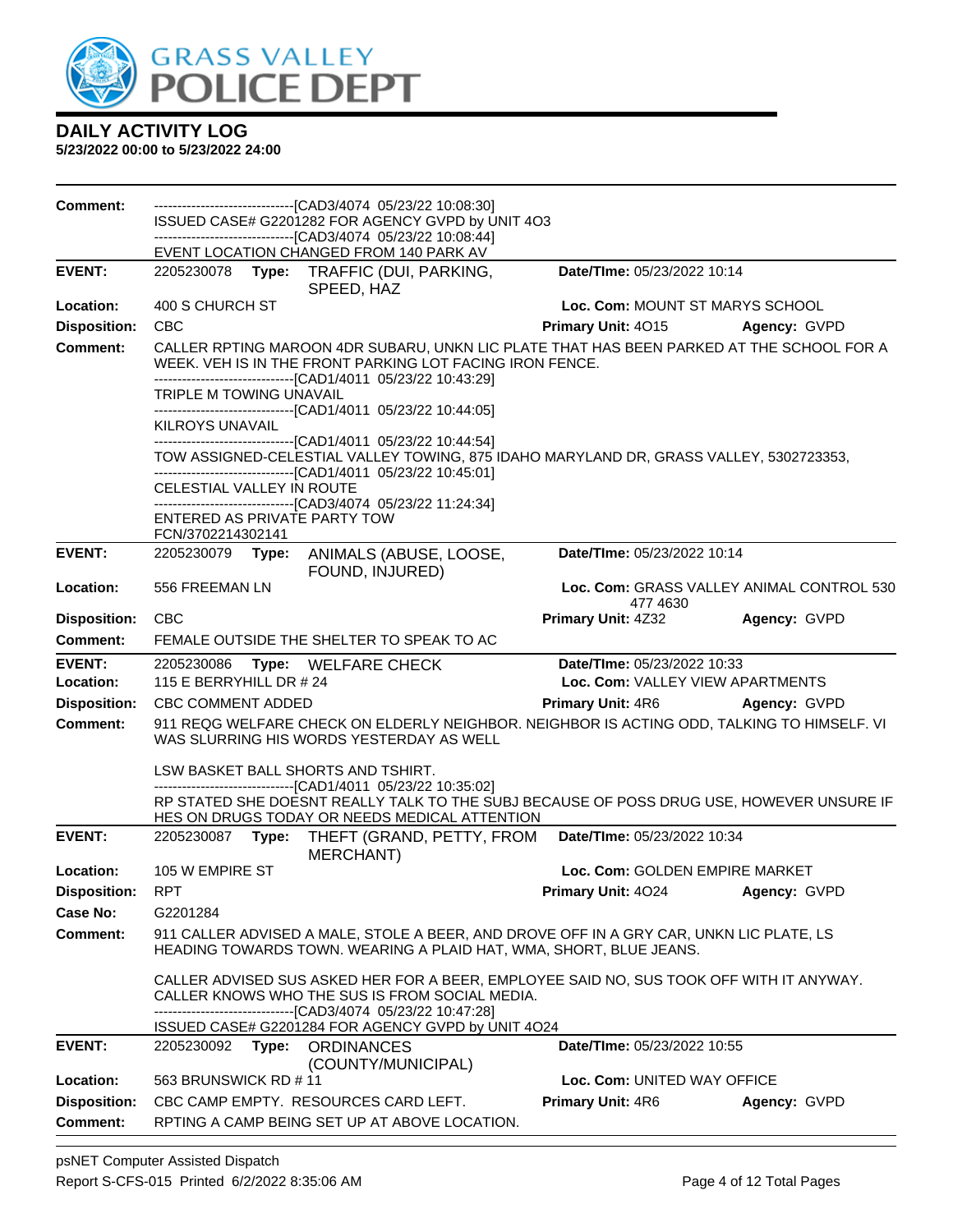# DAILY ACTIVITY LOG

**5/23/2022 00:00 to 5/23/2022 24:00**

**Comment:**
------------------------------[CAD3/4074 05/23/22 10:08:30]
ISSUED CASE# G2201282 FOR AGENCY GVPD by UNIT 4O3
------------------------------[CAD3/4074 05/23/22 10:08:44]
EVENT LOCATION CHANGED FROM 140 PARK AV

---

**EVENT:** 2205230078 **Type:** TRAFFIC (DUI, PARKING, SPEED, HAZ) **Date/TIme:** 05/23/2022 10:14
**Location:** 400 S CHURCH ST **Loc. Com:** MOUNT ST MARYS SCHOOL
**Disposition:** CBC **Primary Unit:** 4O15 **Agency:** GVPD
**Comment:** CALLER RPTING MAROON 4DR SUBARU, UNKN LIC PLATE THAT HAS BEEN PARKED AT THE SCHOOL FOR A WEEK. VEH IS IN THE FRONT PARKING LOT FACING IRON FENCE.
------------------------------[CAD1/4011 05/23/22 10:43:29]
TRIPLE M TOWING UNAVAIL
------------------------------[CAD1/4011 05/23/22 10:44:05]
KILROYS UNAVAIL
------------------------------[CAD1/4011 05/23/22 10:44:54]
TOW ASSIGNED-CELESTIAL VALLEY TOWING, 875 IDAHO MARYLAND DR, GRASS VALLEY, 5302723353,
------------------------------[CAD1/4011 05/23/22 10:45:01]
CELESTIAL VALLEY IN ROUTE
------------------------------[CAD3/4074 05/23/22 11:24:34]
ENTERED AS PRIVATE PARTY TOW
FCN/3702214302141

---

**EVENT:** 2205230079 **Type:** ANIMALS (ABUSE, LOOSE, FOUND, INJURED) **Date/TIme:** 05/23/2022 10:14
**Location:** 556 FREEMAN LN **Loc. Com:** GRASS VALLEY ANIMAL CONTROL 530 477 4630
**Disposition:** CBC **Primary Unit:** 4Z32 **Agency:** GVPD
**Comment:** FEMALE OUTSIDE THE SHELTER TO SPEAK TO AC

---

**EVENT:** 2205230086 **Type:** WELFARE CHECK **Date/TIme:** 05/23/2022 10:33
**Location:** 115 E BERRYHILL DR # 24 **Loc. Com:** VALLEY VIEW APARTMENTS
**Disposition:** CBC COMMENT ADDED **Primary Unit:** 4R6 **Agency:** GVPD
**Comment:** 911 REQG WELFARE CHECK ON ELDERLY NEIGHBOR. NEIGHBOR IS ACTING ODD, TALKING TO HIMSELF. VI WAS SLURRING HIS WORDS YESTERDAY AS WELL

LSW BASKET BALL SHORTS AND TSHIRT.
------------------------------[CAD1/4011 05/23/22 10:35:02]
RP STATED SHE DOESNT REALLY TALK TO THE SUBJ BECAUSE OF POSS DRUG USE, HOWEVER UNSURE IF HES ON DRUGS TODAY OR NEEDS MEDICAL ATTENTION

---

**EVENT:** 2205230087 **Type:** THEFT (GRAND, PETTY, FROM MERCHANT) **Date/TIme:** 05/23/2022 10:34
**Location:** 105 W EMPIRE ST **Loc. Com:** GOLDEN EMPIRE MARKET
**Disposition:** RPT **Primary Unit:** 4O24 **Agency:** GVPD
**Case No:** G2201284
**Comment:** 911 CALLER ADVISED A MALE, STOLE A BEER, AND DROVE OFF IN A GRY CAR, UNKN LIC PLATE, LS HEADING TOWARDS TOWN. WEARING A PLAID HAT, WMA, SHORT, BLUE JEANS.

CALLER ADVISED SUS ASKED HER FOR A BEER, EMPLOYEE SAID NO, SUS TOOK OFF WITH IT ANYWAY. CALLER KNOWS WHO THE SUS IS FROM SOCIAL MEDIA.
------------------------------[CAD3/4074 05/23/22 10:47:28]
ISSUED CASE# G2201284 FOR AGENCY GVPD by UNIT 4O24

---

**EVENT:** 2205230092 **Type:** ORDINANCES (COUNTY/MUNICIPAL) **Date/TIme:** 05/23/2022 10:55
**Location:** 563 BRUNSWICK RD # 11 **Loc. Com:** UNITED WAY OFFICE
**Disposition:** CBC CAMP EMPTY. RESOURCES CARD LEFT. **Primary Unit:** 4R6 **Agency:** GVPD
**Comment:** RPTING A CAMP BEING SET UP AT ABOVE LOCATION.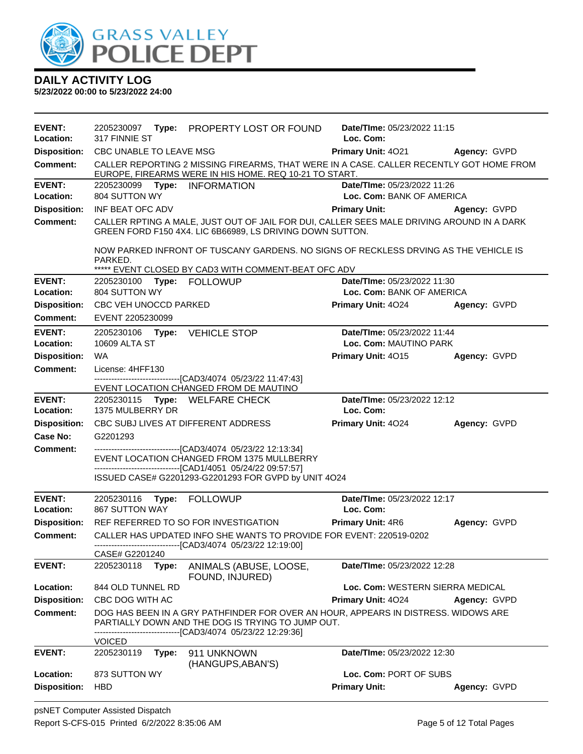# GRASS VALLEY POLICE DEPT

## DAILY ACTIVITY LOG

**5/23/2022 00:00 to 5/23/2022 24:00**

| | | | |
|---|---|---|---|
| **EVENT:** 2205230097 **Type:** PROPERTY LOST OR FOUND | **Date/TIme:** 05/23/2022 11:15 | | |
| **Location:** 317 FINNIE ST | **Loc. Com:** | | |
| **Disposition:** CBC UNABLE TO LEAVE MSG | **Primary Unit:** 4O21 | **Agency:** GVPD | |
| **Comment:** CALLER REPORTING 2 MISSING FIREARMS, THAT WERE IN A CASE. CALLER RECENTLY GOT HOME FROM EUROPE, FIREARMS WERE IN HIS HOME. REQ 10-21 TO START. | | | |

| | | | |
|---|---|---|---|
| **EVENT:** 2205230099 **Type:** INFORMATION | **Date/TIme:** 05/23/2022 11:26 | | |
| **Location:** 804 SUTTON WY | **Loc. Com:** BANK OF AMERICA | | |
| **Disposition:** INF BEAT OFC ADV | **Primary Unit:** | **Agency:** GVPD | |
| **Comment:** CALLER RPTING A MALE, JUST OUT OF JAIL FOR DUI, CALLER SEES MALE DRIVING AROUND IN A DARK GREEN FORD F150 4X4. LIC 6B66989, LS DRIVING DOWN SUTTON.<br><br>NOW PARKED INFRONT OF TUSCANY GARDENS. NO SIGNS OF RECKLESS DRVING AS THE VEHICLE IS PARKED.<br>***** EVENT CLOSED BY CAD3 WITH COMMENT-BEAT OFC ADV | | | |

| | | | |
|---|---|---|---|
| **EVENT:** 2205230100 **Type:** FOLLOWUP | **Date/TIme:** 05/23/2022 11:30 | | |
| **Location:** 804 SUTTON WY | **Loc. Com:** BANK OF AMERICA | | |
| **Disposition:** CBC VEH UNOCCD PARKED | **Primary Unit:** 4O24 | **Agency:** GVPD | |
| **Comment:** EVENT 2205230099 | | | |

| | | | |
|---|---|---|---|
| **EVENT:** 2205230106 **Type:** VEHICLE STOP | **Date/TIme:** 05/23/2022 11:44 | | |
| **Location:** 10609 ALTA ST | **Loc. Com:** MAUTINO PARK | | |
| **Disposition:** WA | **Primary Unit:** 4O15 | **Agency:** GVPD | |
| **Comment:** License: 4HFF130<br>------------------------------[CAD3/4074 05/23/22 11:47:43]<br>EVENT LOCATION CHANGED FROM DE MAUTINO | | | |

| | | | |
|---|---|---|---|
| **EVENT:** 2205230115 **Type:** WELFARE CHECK | **Date/TIme:** 05/23/2022 12:12 | | |
| **Location:** 1375 MULBERRY DR | **Loc. Com:** | | |
| **Disposition:** CBC SUBJ LIVES AT DIFFERENT ADDRESS | **Primary Unit:** 4O24 | **Agency:** GVPD | |
| **Case No:** G2201293 | | | |
| **Comment:** ------------------------------[CAD3/4074 05/23/22 12:13:34]<br>EVENT LOCATION CHANGED FROM 1375 MULLBERRY<br>------------------------------[CAD1/4051 05/24/22 09:57:57]<br>ISSUED CASE# G2201293-G2201293 FOR GVPD by UNIT 4O24 | | | |

| | | | |
|---|---|---|---|
| **EVENT:** 2205230116 **Type:** FOLLOWUP | **Date/TIme:** 05/23/2022 12:17 | | |
| **Location:** 867 SUTTON WAY | **Loc. Com:** | | |
| **Disposition:** REF REFERRED TO SO FOR INVESTIGATION | **Primary Unit:** 4R6 | **Agency:** GVPD | |
| **Comment:** CALLER HAS UPDATED INFO SHE WANTS TO PROVIDE FOR EVENT: 220519-0202<br>------------------------------[CAD3/4074 05/23/22 12:19:00]<br>CASE# G2201240 | | | |

| | | | |
|---|---|---|---|
| **EVENT:** 2205230118 **Type:** ANIMALS (ABUSE, LOOSE, FOUND, INJURED) | **Date/TIme:** 05/23/2022 12:28 | | |
| **Location:** 844 OLD TUNNEL RD | **Loc. Com:** WESTERN SIERRA MEDICAL | | |
| **Disposition:** CBC DOG WITH AC | **Primary Unit:** 4O24 | **Agency:** GVPD | |
| **Comment:** DOG HAS BEEN IN A GRY PATHFINDER FOR OVER AN HOUR, APPEARS IN DISTRESS. WIDOWS ARE PARTIALLY DOWN AND THE DOG IS TRYING TO JUMP OUT.<br>------------------------------[CAD3/4074 05/23/22 12:29:36]<br>VOICED | | | |

| | | | |
|---|---|---|---|
| **EVENT:** 2205230119 **Type:** 911 UNKNOWN (HANGUPS,ABAN'S) | **Date/TIme:** 05/23/2022 12:30 | | |
| **Location:** 873 SUTTON WY | **Loc. Com:** PORT OF SUBS | | |
| **Disposition:** HBD | **Primary Unit:** | **Agency:** GVPD | |

psNET Computer Assisted Dispatch
Report S-CFS-015 Printed 6/2/2022 8:35:06 AM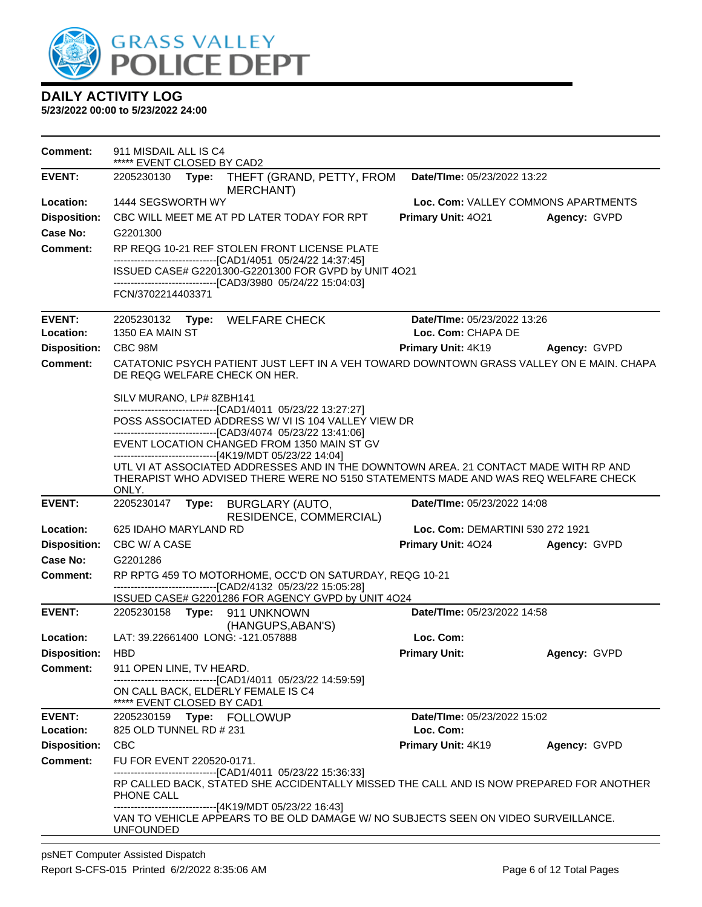# DAILY ACTIVITY LOG

**5/23/2022 00:00 to 5/23/2022 24:00**

**Comment:** 911 MISDAIL ALL IS C4
***** EVENT CLOSED BY CAD2

---

**EVENT:** 2205230130 **Type:** THEFT (GRAND, PETTY, FROM MERCHANT) **Date/TIme:** 05/23/2022 13:22
**Location:** 1444 SEGSWORTH WY **Loc. Com:** VALLEY COMMONS APARTMENTS
**Disposition:** CBC WILL MEET ME AT PD LATER TODAY FOR RPT **Primary Unit:** 4O21 **Agency:** GVPD
**Case No:** G2201300
**Comment:** RP REQG 10-21 REF STOLEN FRONT LICENSE PLATE
-------------------------------[CAD1/4051 05/24/22 14:37:45]
ISSUED CASE# G2201300-G2201300 FOR GVPD by UNIT 4O21
-------------------------------[CAD3/3980 05/24/22 15:04:03]
FCN/3702214403371

---

**EVENT:** 2205230132 **Type:** WELFARE CHECK **Date/TIme:** 05/23/2022 13:26
**Location:** 1350 EA MAIN ST **Loc. Com:** CHAPA DE
**Disposition:** CBC 98M **Primary Unit:** 4K19 **Agency:** GVPD
**Comment:** CATATONIC PSYCH PATIENT JUST LEFT IN A VEH TOWARD DOWNTOWN GRASS VALLEY ON E MAIN. CHAPA DE REQG WELFARE CHECK ON HER.

SILV MURANO, LP# 8ZBH141
-------------------------------[CAD1/4011 05/23/22 13:27:27]
POSS ASSOCIATED ADDRESS W/ VI IS 104 VALLEY VIEW DR
-------------------------------[CAD3/4074 05/23/22 13:41:06]
EVENT LOCATION CHANGED FROM 1350 MAIN ST GV
-------------------------------[4K19/MDT 05/23/22 14:04]
UTL VI AT ASSOCIATED ADDRESSES AND IN THE DOWNTOWN AREA. 21 CONTACT MADE WITH RP AND THERAPIST WHO ADVISED THERE WERE NO 5150 STATEMENTS MADE AND WAS REQ WELFARE CHECK ONLY.

---

**EVENT:** 2205230147 **Type:** BURGLARY (AUTO, RESIDENCE, COMMERCIAL) **Date/TIme:** 05/23/2022 14:08
**Location:** 625 IDAHO MARYLAND RD **Loc. Com:** DEMARTINI 530 272 1921
**Disposition:** CBC W/ A CASE **Primary Unit:** 4O24 **Agency:** GVPD
**Case No:** G2201286
**Comment:** RP RPTG 459 TO MOTORHOME, OCC'D ON SATURDAY, REQG 10-21
-------------------------------[CAD2/4132 05/23/22 15:05:28]
ISSUED CASE# G2201286 FOR AGENCY GVPD by UNIT 4O24

---

**EVENT:** 2205230158 **Type:** 911 UNKNOWN (HANGUPS,ABAN'S) **Date/TIme:** 05/23/2022 14:58
**Location:** LAT: 39.22661400 LONG: -121.057888 **Loc. Com:**
**Disposition:** HBD **Primary Unit:** **Agency:** GVPD
**Comment:** 911 OPEN LINE, TV HEARD.
-------------------------------[CAD1/4011 05/23/22 14:59:59]
ON CALL BACK, ELDERLY FEMALE IS C4
***** EVENT CLOSED BY CAD1

---

**EVENT:** 2205230159 **Type:** FOLLOWUP **Date/TIme:** 05/23/2022 15:02
**Location:** 825 OLD TUNNEL RD # 231 **Loc. Com:**
**Disposition:** CBC **Primary Unit:** 4K19 **Agency:** GVPD
**Comment:** FU FOR EVENT 220520-0171.
-------------------------------[CAD1/4011 05/23/22 15:36:33]
RP CALLED BACK, STATED SHE ACCIDENTALLY MISSED THE CALL AND IS NOW PREPARED FOR ANOTHER PHONE CALL
-------------------------------[4K19/MDT 05/23/22 16:43]
VAN TO VEHICLE APPEARS TO BE OLD DAMAGE W/ NO SUBJECTS SEEN ON VIDEO SURVEILLANCE. UNFOUNDED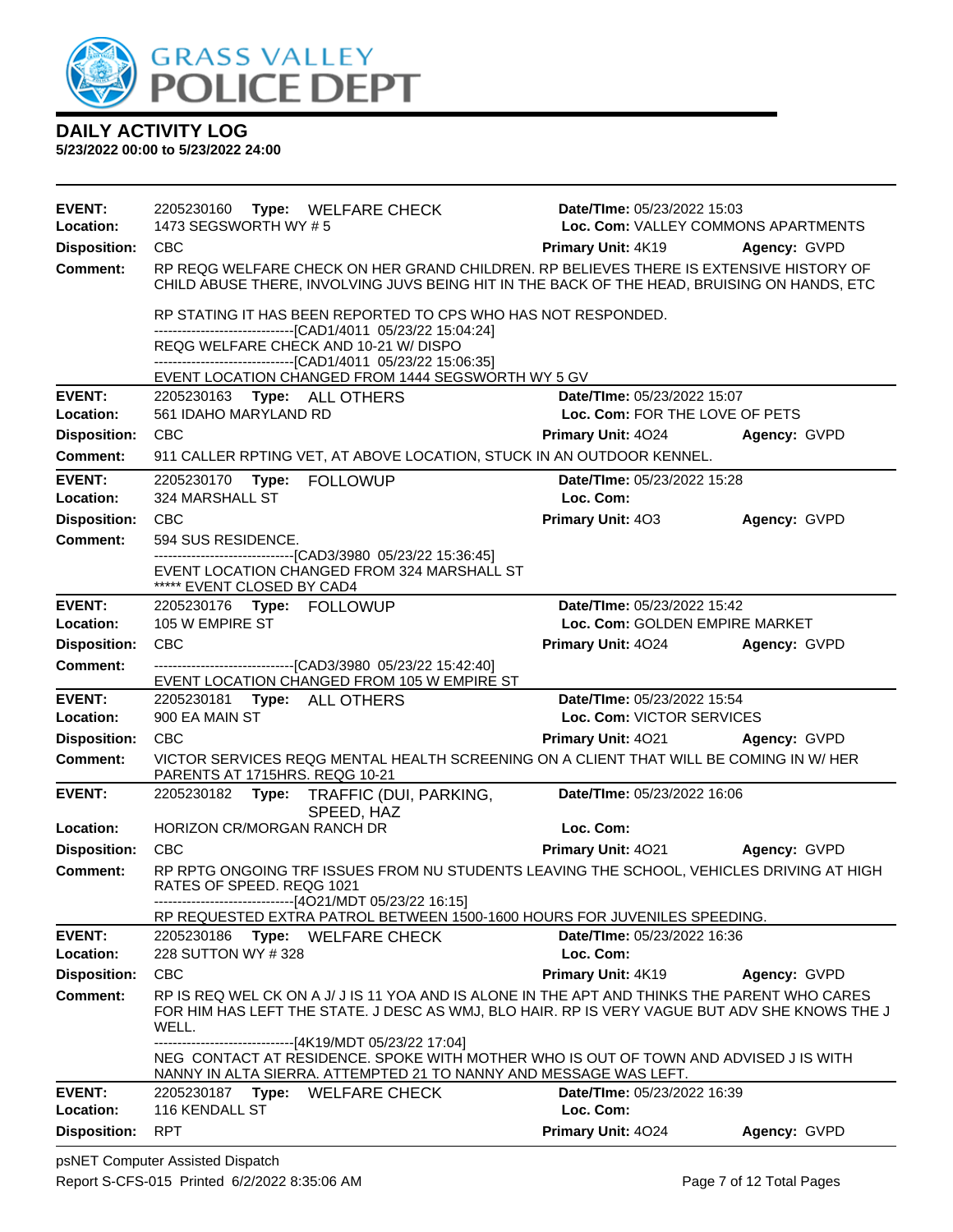# DAILY ACTIVITY LOG

**5/23/2022 00:00 to 5/23/2022 24:00**

---

**EVENT:** 2205230160 **Type:** WELFARE CHECK **Date/TIme:** 05/23/2022 15:03
**Location:** 1473 SEGSWORTH WY # 5 **Loc. Com:** VALLEY COMMONS APARTMENTS
**Disposition:** CBC **Primary Unit:** 4K19 **Agency:** GVPD
**Comment:** RP REQG WELFARE CHECK ON HER GRAND CHILDREN. RP BELIEVES THERE IS EXTENSIVE HISTORY OF CHILD ABUSE THERE, INVOLVING JUVS BEING HIT IN THE BACK OF THE HEAD, BRUISING ON HANDS, ETC

RP STATING IT HAS BEEN REPORTED TO CPS WHO HAS NOT RESPONDED.
------------------------------[CAD1/4011 05/23/22 15:04:24]
REQG WELFARE CHECK AND 10-21 W/ DISPO
------------------------------[CAD1/4011 05/23/22 15:06:35]
EVENT LOCATION CHANGED FROM 1444 SEGSWORTH WY 5 GV

---

**EVENT:** 2205230163 **Type:** ALL OTHERS **Date/TIme:** 05/23/2022 15:07
**Location:** 561 IDAHO MARYLAND RD **Loc. Com:** FOR THE LOVE OF PETS
**Disposition:** CBC **Primary Unit:** 4O24 **Agency:** GVPD
**Comment:** 911 CALLER RPTING VET, AT ABOVE LOCATION, STUCK IN AN OUTDOOR KENNEL.

---

**EVENT:** 2205230170 **Type:** FOLLOWUP **Date/TIme:** 05/23/2022 15:28
**Location:** 324 MARSHALL ST **Loc. Com:**
**Disposition:** CBC **Primary Unit:** 4O3 **Agency:** GVPD
**Comment:** 594 SUS RESIDENCE.
------------------------------[CAD3/3980 05/23/22 15:36:45]
EVENT LOCATION CHANGED FROM 324 MARSHALL ST
***** EVENT CLOSED BY CAD4

---

**EVENT:** 2205230176 **Type:** FOLLOWUP **Date/TIme:** 05/23/2022 15:42
**Location:** 105 W EMPIRE ST **Loc. Com:** GOLDEN EMPIRE MARKET
**Disposition:** CBC **Primary Unit:** 4O24 **Agency:** GVPD
**Comment:** ------------------------------[CAD3/3980 05/23/22 15:42:40]
EVENT LOCATION CHANGED FROM 105 W EMPIRE ST

---

**EVENT:** 2205230181 **Type:** ALL OTHERS **Date/TIme:** 05/23/2022 15:54
**Location:** 900 EA MAIN ST **Loc. Com:** VICTOR SERVICES
**Disposition:** CBC **Primary Unit:** 4O21 **Agency:** GVPD
**Comment:** VICTOR SERVICES REQG MENTAL HEALTH SCREENING ON A CLIENT THAT WILL BE COMING IN W/ HER PARENTS AT 1715HRS. REQG 10-21

---

**EVENT:** 2205230182 **Type:** TRAFFIC (DUI, PARKING, SPEED, HAZ **Date/TIme:** 05/23/2022 16:06
**Location:** HORIZON CR/MORGAN RANCH DR **Loc. Com:**
**Disposition:** CBC **Primary Unit:** 4O21 **Agency:** GVPD
**Comment:** RP RPTG ONGOING TRF ISSUES FROM NU STUDENTS LEAVING THE SCHOOL, VEHICLES DRIVING AT HIGH RATES OF SPEED. REQG 1021
------------------------------[4O21/MDT 05/23/22 16:15]
RP REQUESTED EXTRA PATROL BETWEEN 1500-1600 HOURS FOR JUVENILES SPEEDING.

---

**EVENT:** 2205230186 **Type:** WELFARE CHECK **Date/TIme:** 05/23/2022 16:36
**Location:** 228 SUTTON WY # 328 **Loc. Com:**
**Disposition:** CBC **Primary Unit:** 4K19 **Agency:** GVPD
**Comment:** RP IS REQ WEL CK ON A J/ J IS 11 YOA AND IS ALONE IN THE APT AND THINKS THE PARENT WHO CARES FOR HIM HAS LEFT THE STATE. J DESC AS WMJ, BLO HAIR. RP IS VERY VAGUE BUT ADV SHE KNOWS THE J WELL.
------------------------------[4K19/MDT 05/23/22 17:04]
NEG CONTACT AT RESIDENCE. SPOKE WITH MOTHER WHO IS OUT OF TOWN AND ADVISED J IS WITH NANNY IN ALTA SIERRA. ATTEMPTED 21 TO NANNY AND MESSAGE WAS LEFT.

---

**EVENT:** 2205230187 **Type:** WELFARE CHECK **Date/TIme:** 05/23/2022 16:39
**Location:** 116 KENDALL ST **Loc. Com:**
**Disposition:** RPT **Primary Unit:** 4O24 **Agency:** GVPD

psNET Computer Assisted Dispatch
Report S-CFS-015 Printed 6/2/2022 8:35:06 AM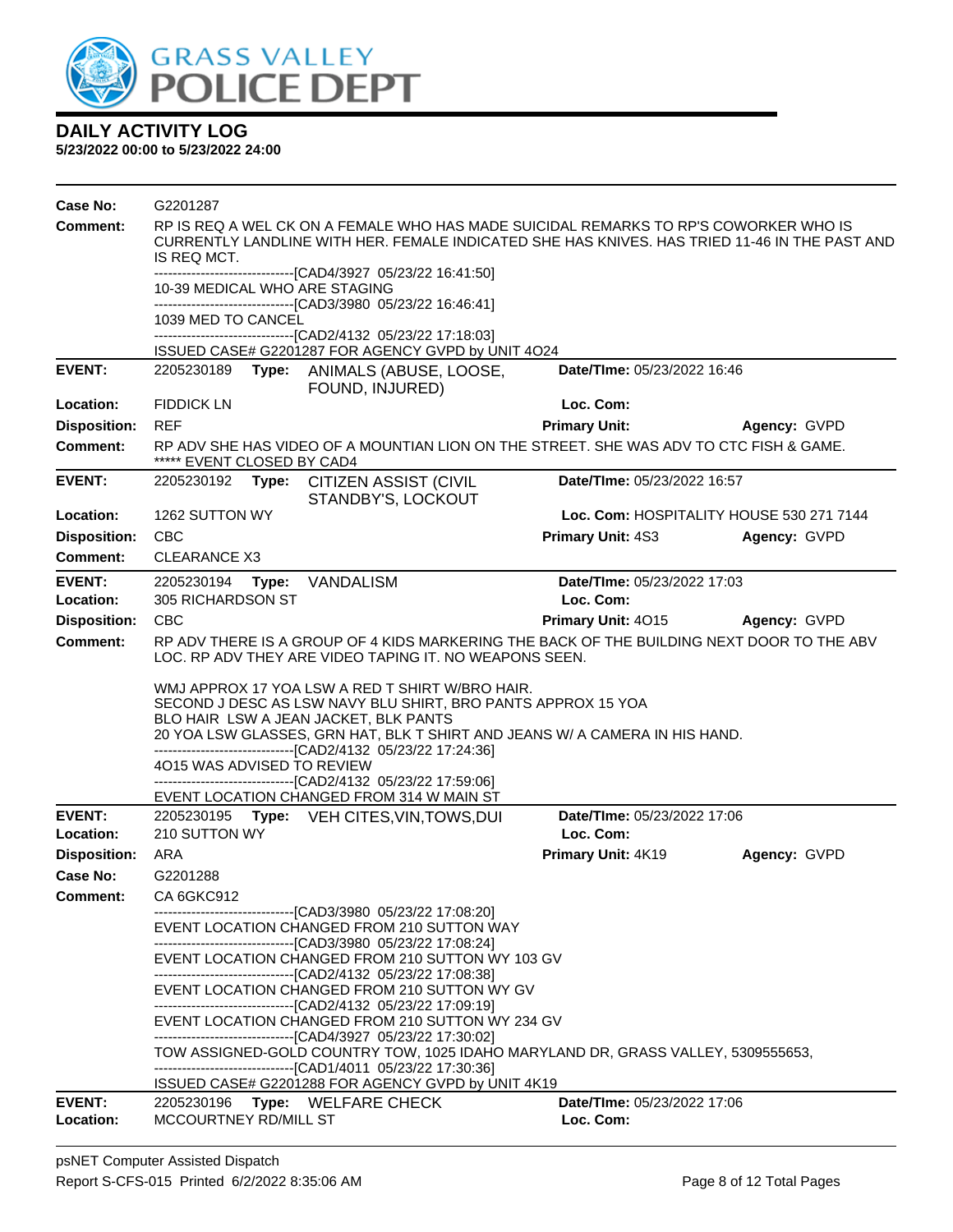# DAILY ACTIVITY LOG

**5/23/2022 00:00 to 5/23/2022 24:00**

**Case No:** G2201287

**Comment:** RP IS REQ A WEL CK ON A FEMALE WHO HAS MADE SUICIDAL REMARKS TO RP'S COWORKER WHO IS CURRENTLY LANDLINE WITH HER. FEMALE INDICATED SHE HAS KNIVES. HAS TRIED 11-46 IN THE PAST AND IS REQ MCT.

------------------------------[CAD4/3927 05/23/22 16:41:50]
10-39 MEDICAL WHO ARE STAGING
------------------------------[CAD3/3980 05/23/22 16:46:41]
1039 MED TO CANCEL
------------------------------[CAD2/4132 05/23/22 17:18:03]
ISSUED CASE# G2201287 FOR AGENCY GVPD by UNIT 4O24

---

**EVENT:** 2205230189 **Type:** ANIMALS (ABUSE, LOOSE, FOUND, INJURED) **Date/TIme:** 05/23/2022 16:46

**Location:** FIDDICK LN **Loc. Com:**

**Disposition:** REF **Primary Unit:** **Agency:** GVPD

**Comment:** RP ADV SHE HAS VIDEO OF A MOUNTIAN LION ON THE STREET. SHE WAS ADV TO CTC FISH & GAME.
***** EVENT CLOSED BY CAD4

---

**EVENT:** 2205230192 **Type:** CITIZEN ASSIST (CIVIL STANDBY'S, LOCKOUT **Date/TIme:** 05/23/2022 16:57

**Location:** 1262 SUTTON WY **Loc. Com:** HOSPITALITY HOUSE 530 271 7144

**Disposition:** CBC **Primary Unit:** 4S3 **Agency:** GVPD

**Comment:** CLEARANCE X3

---

**EVENT:** 2205230194 **Type:** VANDALISM **Date/TIme:** 05/23/2022 17:03

**Location:** 305 RICHARDSON ST **Loc. Com:**

**Disposition:** CBC **Primary Unit:** 4O15 **Agency:** GVPD

**Comment:** RP ADV THERE IS A GROUP OF 4 KIDS MARKERING THE BACK OF THE BUILDING NEXT DOOR TO THE ABV LOC. RP ADV THEY ARE VIDEO TAPING IT. NO WEAPONS SEEN.

WMJ APPROX 17 YOA LSW A RED T SHIRT W/BRO HAIR.
SECOND J DESC AS LSW NAVY BLU SHIRT, BRO PANTS APPROX 15 YOA
BLO HAIR LSW A JEAN JACKET, BLK PANTS
20 YOA LSW GLASSES, GRN HAT, BLK T SHIRT AND JEANS W/ A CAMERA IN HIS HAND.
------------------------------[CAD2/4132 05/23/22 17:24:36]
4O15 WAS ADVISED TO REVIEW
------------------------------[CAD2/4132 05/23/22 17:59:06]
EVENT LOCATION CHANGED FROM 314 W MAIN ST

---

**EVENT:** 2205230195 **Type:** VEH CITES,VIN,TOWS,DUI **Date/TIme:** 05/23/2022 17:06

**Location:** 210 SUTTON WY **Loc. Com:**

**Disposition:** ARA **Primary Unit:** 4K19 **Agency:** GVPD

**Case No:** G2201288

**Comment:** CA 6GKC912

------------------------------[CAD3/3980 05/23/22 17:08:20]
EVENT LOCATION CHANGED FROM 210 SUTTON WAY
------------------------------[CAD3/3980 05/23/22 17:08:24]
EVENT LOCATION CHANGED FROM 210 SUTTON WY 103 GV
------------------------------[CAD2/4132 05/23/22 17:08:38]
EVENT LOCATION CHANGED FROM 210 SUTTON WY GV
------------------------------[CAD2/4132 05/23/22 17:09:19]
EVENT LOCATION CHANGED FROM 210 SUTTON WY 234 GV
------------------------------[CAD4/3927 05/23/22 17:30:02]
TOW ASSIGNED-GOLD COUNTRY TOW, 1025 IDAHO MARYLAND DR, GRASS VALLEY, 5309555653,
------------------------------[CAD1/4011 05/23/22 17:30:36]
ISSUED CASE# G2201288 FOR AGENCY GVPD by UNIT 4K19

---

**EVENT:** 2205230196 **Type:** WELFARE CHECK **Date/TIme:** 05/23/2022 17:06

**Location:** MCCOURTNEY RD/MILL ST **Loc. Com:**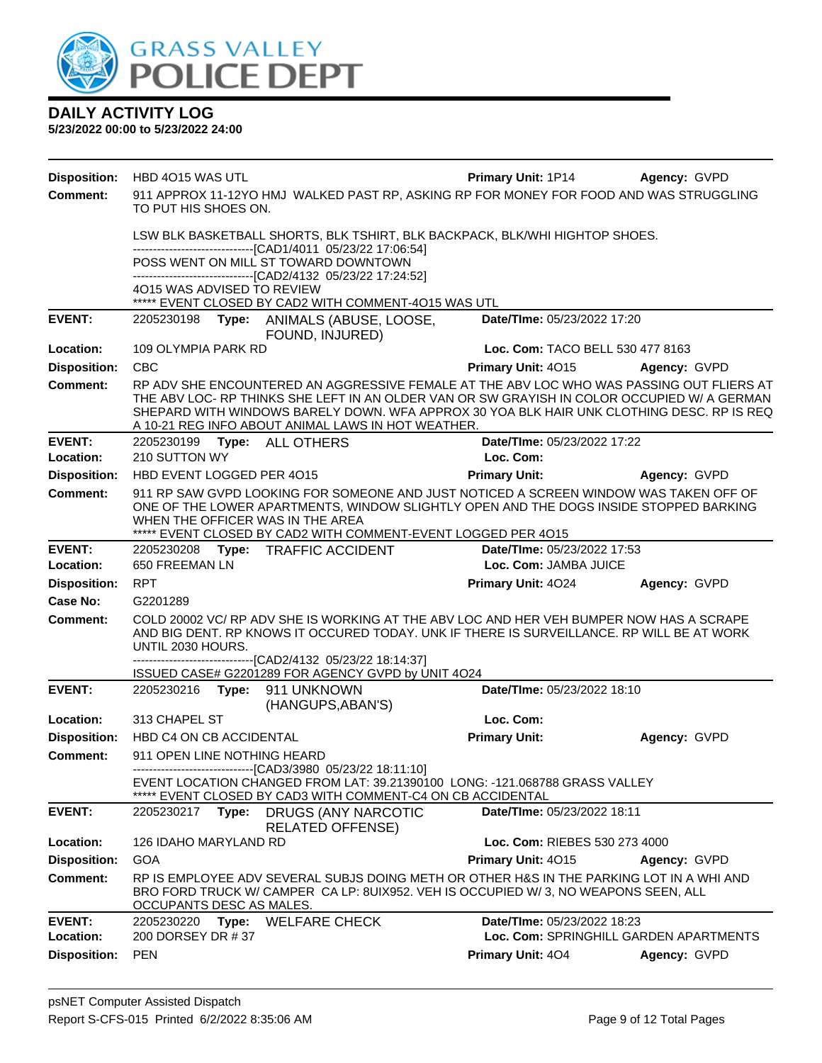**DAILY ACTIVITY LOG**
**5/23/2022 00:00 to 5/23/2022 24:00**

**Disposition:** HBD 4O15 WAS UTL **Primary Unit:** 1P14 **Agency:** GVPD

**Comment:** 911 APPROX 11-12YO HMJ WALKED PAST RP, ASKING RP FOR MONEY FOR FOOD AND WAS STRUGGLING TO PUT HIS SHOES ON.

LSW BLK BASKETBALL SHORTS, BLK TSHIRT, BLK BACKPACK, BLK/WHI HIGHTOP SHOES.
------------------------------[CAD1/4011 05/23/22 17:06:54]
POSS WENT ON MILL ST TOWARD DOWNTOWN
------------------------------[CAD2/4132 05/23/22 17:24:52]
4O15 WAS ADVISED TO REVIEW
***** EVENT CLOSED BY CAD2 WITH COMMENT-4O15 WAS UTL

---

**EVENT:** 2205230198 **Type:** ANIMALS (ABUSE, LOOSE, FOUND, INJURED) **Date/TIme:** 05/23/2022 17:20
**Location:** 109 OLYMPIA PARK RD **Loc. Com:** TACO BELL 530 477 8163
**Disposition:** CBC **Primary Unit:** 4O15 **Agency:** GVPD
**Comment:** RP ADV SHE ENCOUNTERED AN AGGRESSIVE FEMALE AT THE ABV LOC WHO WAS PASSING OUT FLIERS AT THE ABV LOC- RP THINKS SHE LEFT IN AN OLDER VAN OR SW GRAYISH IN COLOR OCCUPIED W/ A GERMAN SHEPARD WITH WINDOWS BARELY DOWN. WFA APPROX 30 YOA BLK HAIR UNK CLOTHING DESC. RP IS REQ A 10-21 REG INFO ABOUT ANIMAL LAWS IN HOT WEATHER.

---

**EVENT:** 2205230199 **Type:** ALL OTHERS **Date/TIme:** 05/23/2022 17:22
**Location:** 210 SUTTON WY **Loc. Com:**
**Disposition:** HBD EVENT LOGGED PER 4O15 **Primary Unit:** **Agency:** GVPD
**Comment:** 911 RP SAW GVPD LOOKING FOR SOMEONE AND JUST NOTICED A SCREEN WINDOW WAS TAKEN OFF OF ONE OF THE LOWER APARTMENTS, WINDOW SLIGHTLY OPEN AND THE DOGS INSIDE STOPPED BARKING WHEN THE OFFICER WAS IN THE AREA
***** EVENT CLOSED BY CAD2 WITH COMMENT-EVENT LOGGED PER 4O15

---

**EVENT:** 2205230208 **Type:** TRAFFIC ACCIDENT **Date/TIme:** 05/23/2022 17:53
**Location:** 650 FREEMAN LN **Loc. Com:** JAMBA JUICE
**Disposition:** RPT **Primary Unit:** 4O24 **Agency:** GVPD
**Case No:** G2201289
**Comment:** COLD 20002 VC/ RP ADV SHE IS WORKING AT THE ABV LOC AND HER VEH BUMPER NOW HAS A SCRAPE AND BIG DENT. RP KNOWS IT OCCURED TODAY. UNK IF THERE IS SURVEILLANCE. RP WILL BE AT WORK UNTIL 2030 HOURS.
------------------------------[CAD2/4132 05/23/22 18:14:37]
ISSUED CASE# G2201289 FOR AGENCY GVPD by UNIT 4O24

---

**EVENT:** 2205230216 **Type:** 911 UNKNOWN (HANGUPS,ABAN'S) **Date/TIme:** 05/23/2022 18:10
**Location:** 313 CHAPEL ST **Loc. Com:**
**Disposition:** HBD C4 ON CB ACCIDENTAL **Primary Unit:** **Agency:** GVPD
**Comment:** 911 OPEN LINE NOTHING HEARD
------------------------------[CAD3/3980 05/23/22 18:11:10]
EVENT LOCATION CHANGED FROM LAT: 39.21390100 LONG: -121.068788 GRASS VALLEY
***** EVENT CLOSED BY CAD3 WITH COMMENT-C4 ON CB ACCIDENTAL

---

**EVENT:** 2205230217 **Type:** DRUGS (ANY NARCOTIC RELATED OFFENSE) **Date/TIme:** 05/23/2022 18:11
**Location:** 126 IDAHO MARYLAND RD **Loc. Com:** RIEBES 530 273 4000
**Disposition:** GOA **Primary Unit:** 4O15 **Agency:** GVPD
**Comment:** RP IS EMPLOYEE ADV SEVERAL SUBJS DOING METH OR OTHER H&S IN THE PARKING LOT IN A WHI AND BRO FORD TRUCK W/ CAMPER CA LP: 8UIX952. VEH IS OCCUPIED W/ 3, NO WEAPONS SEEN, ALL OCCUPANTS DESC AS MALES.

---

**EVENT:** 2205230220 **Type:** WELFARE CHECK **Date/TIme:** 05/23/2022 18:23
**Location:** 200 DORSEY DR # 37 **Loc. Com:** SPRINGHILL GARDEN APARTMENTS
**Disposition:** PEN **Primary Unit:** 4O4 **Agency:** GVPD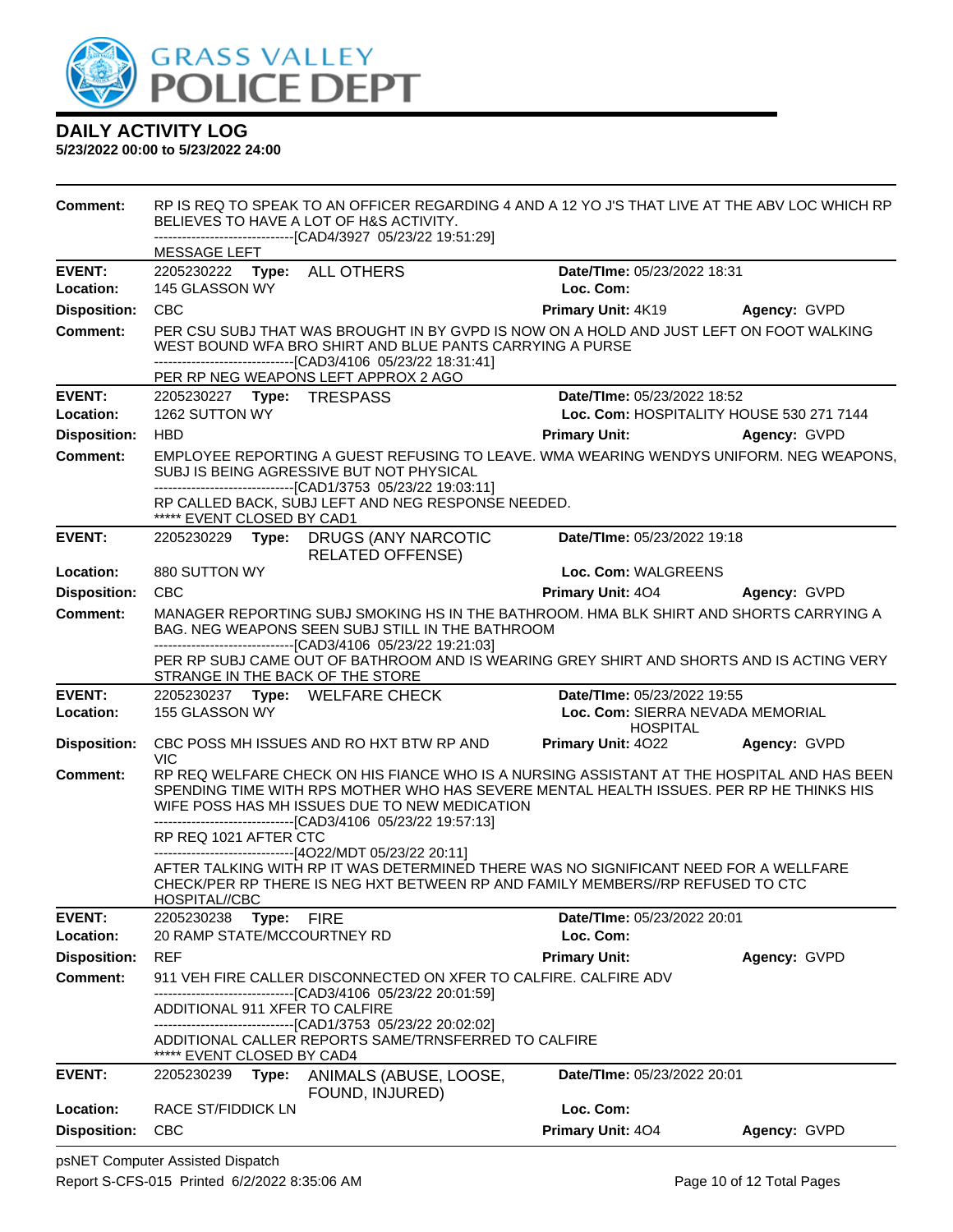# DAILY ACTIVITY LOG

**5/23/2022 00:00 to 5/23/2022 24:00**

**Comment:** RP IS REQ TO SPEAK TO AN OFFICER REGARDING 4 AND A 12 YO J'S THAT LIVE AT THE ABV LOC WHICH RP BELIEVES TO HAVE A LOT OF H&S ACTIVITY.
------------------------------[CAD4/3927 05/23/22 19:51:29]
MESSAGE LEFT

---

| | | | |
|---|---|---|---|
| **EVENT:** | 2205230222 **Type:** ALL OTHERS | **Date/TIme:** 05/23/2022 18:31 | |
| **Location:** | 145 GLASSON WY | **Loc. Com:** | |
| **Disposition:** | CBC | **Primary Unit:** 4K19 | **Agency:** GVPD |

**Comment:** PER CSU SUBJ THAT WAS BROUGHT IN BY GVPD IS NOW ON A HOLD AND JUST LEFT ON FOOT WALKING WEST BOUND WFA BRO SHIRT AND BLUE PANTS CARRYING A PURSE
------------------------------[CAD3/4106 05/23/22 18:31:41]
PER RP NEG WEAPONS LEFT APPROX 2 AGO

---

| | | | |
|---|---|---|---|
| **EVENT:** | 2205230227 **Type:** TRESPASS | **Date/TIme:** 05/23/2022 18:52 | |
| **Location:** | 1262 SUTTON WY | **Loc. Com:** HOSPITALITY HOUSE 530 271 7144 | |
| **Disposition:** | HBD | **Primary Unit:** | **Agency:** GVPD |

**Comment:** EMPLOYEE REPORTING A GUEST REFUSING TO LEAVE. WMA WEARING WENDYS UNIFORM. NEG WEAPONS, SUBJ IS BEING AGRESSIVE BUT NOT PHYSICAL
------------------------------[CAD1/3753 05/23/22 19:03:11]
RP CALLED BACK, SUBJ LEFT AND NEG RESPONSE NEEDED.
***** EVENT CLOSED BY CAD1

---

| | | | |
|---|---|---|---|
| **EVENT:** | 2205230229 **Type:** DRUGS (ANY NARCOTIC RELATED OFFENSE) | **Date/TIme:** 05/23/2022 19:18 | |
| **Location:** | 880 SUTTON WY | **Loc. Com:** WALGREENS | |
| **Disposition:** | CBC | **Primary Unit:** 4O4 | **Agency:** GVPD |

**Comment:** MANAGER REPORTING SUBJ SMOKING HS IN THE BATHROOM. HMA BLK SHIRT AND SHORTS CARRYING A BAG. NEG WEAPONS SEEN SUBJ STILL IN THE BATHROOM
------------------------------[CAD3/4106 05/23/22 19:21:03]
PER RP SUBJ CAME OUT OF BATHROOM AND IS WEARING GREY SHIRT AND SHORTS AND IS ACTING VERY STRANGE IN THE BACK OF THE STORE

---

| | | | |
|---|---|---|---|
| **EVENT:** | 2205230237 **Type:** WELFARE CHECK | **Date/TIme:** 05/23/2022 19:55 | |
| **Location:** | 155 GLASSON WY | **Loc. Com:** SIERRA NEVADA MEMORIAL HOSPITAL | |
| **Disposition:** | CBC POSS MH ISSUES AND RO HXT BTW RP AND VIC | **Primary Unit:** 4O22 | **Agency:** GVPD |

**Comment:** RP REQ WELFARE CHECK ON HIS FIANCE WHO IS A NURSING ASSISTANT AT THE HOSPITAL AND HAS BEEN SPENDING TIME WITH RPS MOTHER WHO HAS SEVERE MENTAL HEALTH ISSUES. PER RP HE THINKS HIS WIFE POSS HAS MH ISSUES DUE TO NEW MEDICATION
------------------------------[CAD3/4106 05/23/22 19:57:13]
RP REQ 1021 AFTER CTC
------------------------------[4O22/MDT 05/23/22 20:11]
AFTER TALKING WITH RP IT WAS DETERMINED THERE WAS NO SIGNIFICANT NEED FOR A WELLFARE CHECK/PER RP THERE IS NEG HXT BETWEEN RP AND FAMILY MEMBERS//RP REFUSED TO CTC HOSPITAL//CBC

---

| | | | |
|---|---|---|---|
| **EVENT:** | 2205230238 **Type:** FIRE | **Date/TIme:** 05/23/2022 20:01 | |
| **Location:** | 20 RAMP STATE/MCCOURTNEY RD | **Loc. Com:** | |
| **Disposition:** | REF | **Primary Unit:** | **Agency:** GVPD |

**Comment:** 911 VEH FIRE CALLER DISCONNECTED ON XFER TO CALFIRE. CALFIRE ADV
------------------------------[CAD3/4106 05/23/22 20:01:59]
ADDITIONAL 911 XFER TO CALFIRE
------------------------------[CAD1/3753 05/23/22 20:02:02]
ADDITIONAL CALLER REPORTS SAME/TRNSFERRED TO CALFIRE
***** EVENT CLOSED BY CAD4

---

| | | | |
|---|---|---|---|
| **EVENT:** | 2205230239 **Type:** ANIMALS (ABUSE, LOOSE, FOUND, INJURED) | **Date/TIme:** 05/23/2022 20:01 | |
| **Location:** | RACE ST/FIDDICK LN | **Loc. Com:** | |
| **Disposition:** | CBC | **Primary Unit:** 4O4 | **Agency:** GVPD |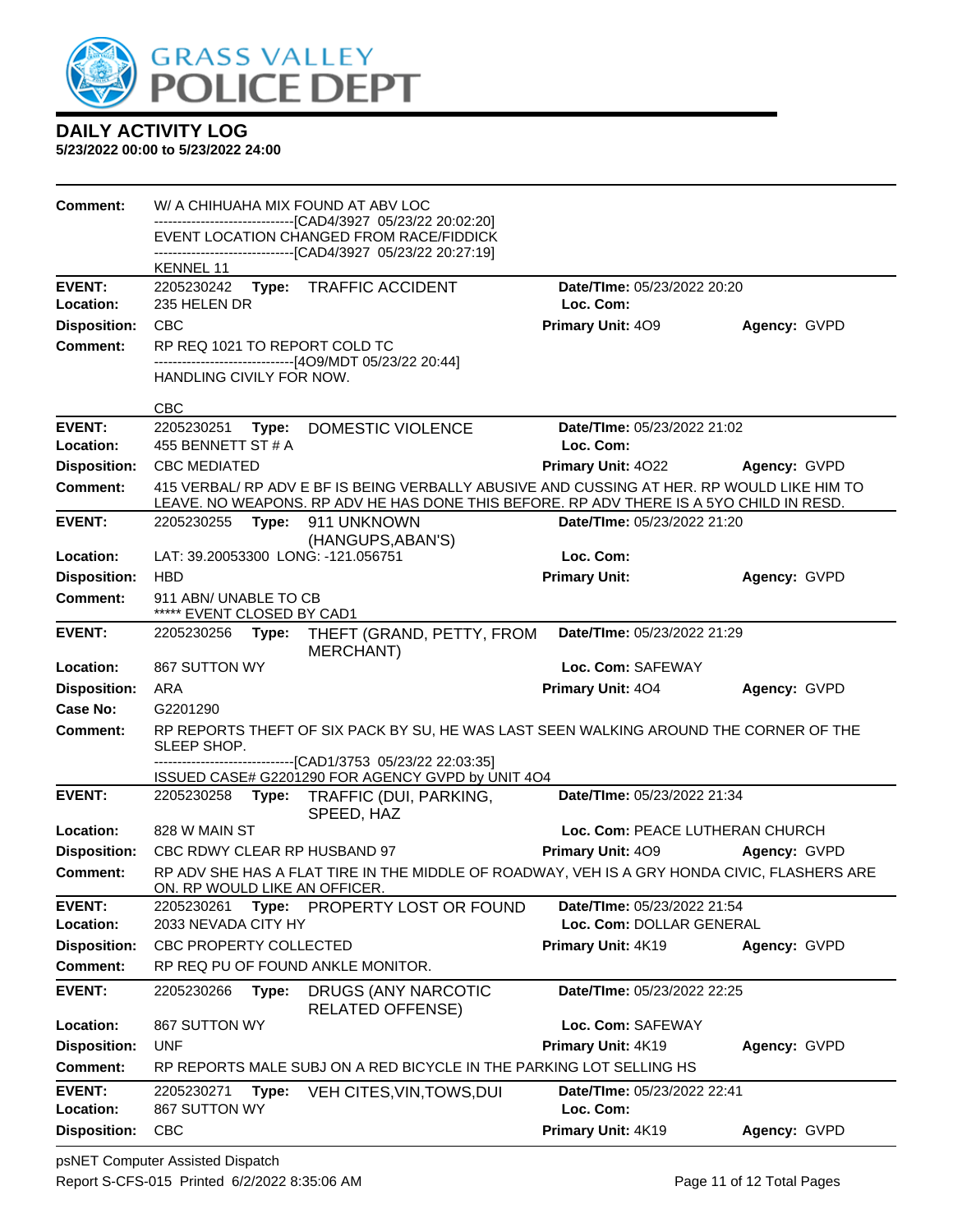# DAILY ACTIVITY LOG

**5/23/2022 00:00 to 5/23/2022 24:00**

**Comment:** W/ A CHIHUAHA MIX FOUND AT ABV LOC
------------------------------[CAD4/3927 05/23/22 20:02:20]
EVENT LOCATION CHANGED FROM RACE/FIDDICK
------------------------------[CAD4/3927 05/23/22 20:27:19]
KENNEL 11

---

**EVENT:** 2205230242 **Type:** TRAFFIC ACCIDENT **Date/TIme:** 05/23/2022 20:20
**Location:** 235 HELEN DR **Loc. Com:**
**Disposition:** CBC **Primary Unit:** 4O9 **Agency:** GVPD
**Comment:** RP REQ 1021 TO REPORT COLD TC
------------------------------[4O9/MDT 05/23/22 20:44]
HANDLING CIVILY FOR NOW.

CBC

---

**EVENT:** 2205230251 **Type:** DOMESTIC VIOLENCE **Date/TIme:** 05/23/2022 21:02
**Location:** 455 BENNETT ST # A **Loc. Com:**
**Disposition:** CBC MEDIATED **Primary Unit:** 4O22 **Agency:** GVPD
**Comment:** 415 VERBAL/ RP ADV E BF IS BEING VERBALLY ABUSIVE AND CUSSING AT HER. RP WOULD LIKE HIM TO LEAVE. NO WEAPONS. RP ADV HE HAS DONE THIS BEFORE. RP ADV THERE IS A 5YO CHILD IN RESD.

---

**EVENT:** 2205230255 **Type:** 911 UNKNOWN (HANGUPS,ABAN'S) **Date/TIme:** 05/23/2022 21:20
**Location:** LAT: 39.20053300 LONG: -121.056751 **Loc. Com:**
**Disposition:** HBD **Primary Unit:** **Agency:** GVPD
**Comment:** 911 ABN/ UNABLE TO CB
***** EVENT CLOSED BY CAD1

---

**EVENT:** 2205230256 **Type:** THEFT (GRAND, PETTY, FROM MERCHANT) **Date/TIme:** 05/23/2022 21:29
**Location:** 867 SUTTON WY **Loc. Com:** SAFEWAY
**Disposition:** ARA **Primary Unit:** 4O4 **Agency:** GVPD
**Case No:** G2201290
**Comment:** RP REPORTS THEFT OF SIX PACK BY SU, HE WAS LAST SEEN WALKING AROUND THE CORNER OF THE SLEEP SHOP.
------------------------------[CAD1/3753 05/23/22 22:03:35]
ISSUED CASE# G2201290 FOR AGENCY GVPD by UNIT 4O4

---

**EVENT:** 2205230258 **Type:** TRAFFIC (DUI, PARKING, SPEED, HAZ **Date/TIme:** 05/23/2022 21:34
**Location:** 828 W MAIN ST **Loc. Com:** PEACE LUTHERAN CHURCH
**Disposition:** CBC RDWY CLEAR RP HUSBAND 97 **Primary Unit:** 4O9 **Agency:** GVPD
**Comment:** RP ADV SHE HAS A FLAT TIRE IN THE MIDDLE OF ROADWAY, VEH IS A GRY HONDA CIVIC, FLASHERS ARE ON. RP WOULD LIKE AN OFFICER.

---

**EVENT:** 2205230261 **Type:** PROPERTY LOST OR FOUND **Date/TIme:** 05/23/2022 21:54
**Location:** 2033 NEVADA CITY HY **Loc. Com:** DOLLAR GENERAL
**Disposition:** CBC PROPERTY COLLECTED **Primary Unit:** 4K19 **Agency:** GVPD
**Comment:** RP REQ PU OF FOUND ANKLE MONITOR.

---

**EVENT:** 2205230266 **Type:** DRUGS (ANY NARCOTIC RELATED OFFENSE) **Date/TIme:** 05/23/2022 22:25
**Location:** 867 SUTTON WY **Loc. Com:** SAFEWAY
**Disposition:** UNF **Primary Unit:** 4K19 **Agency:** GVPD
**Comment:** RP REPORTS MALE SUBJ ON A RED BICYCLE IN THE PARKING LOT SELLING HS

---

**EVENT:** 2205230271 **Type:** VEH CITES,VIN,TOWS,DUI **Date/TIme:** 05/23/2022 22:41
**Location:** 867 SUTTON WY **Loc. Com:**
**Disposition:** CBC **Primary Unit:** 4K19 **Agency:** GVPD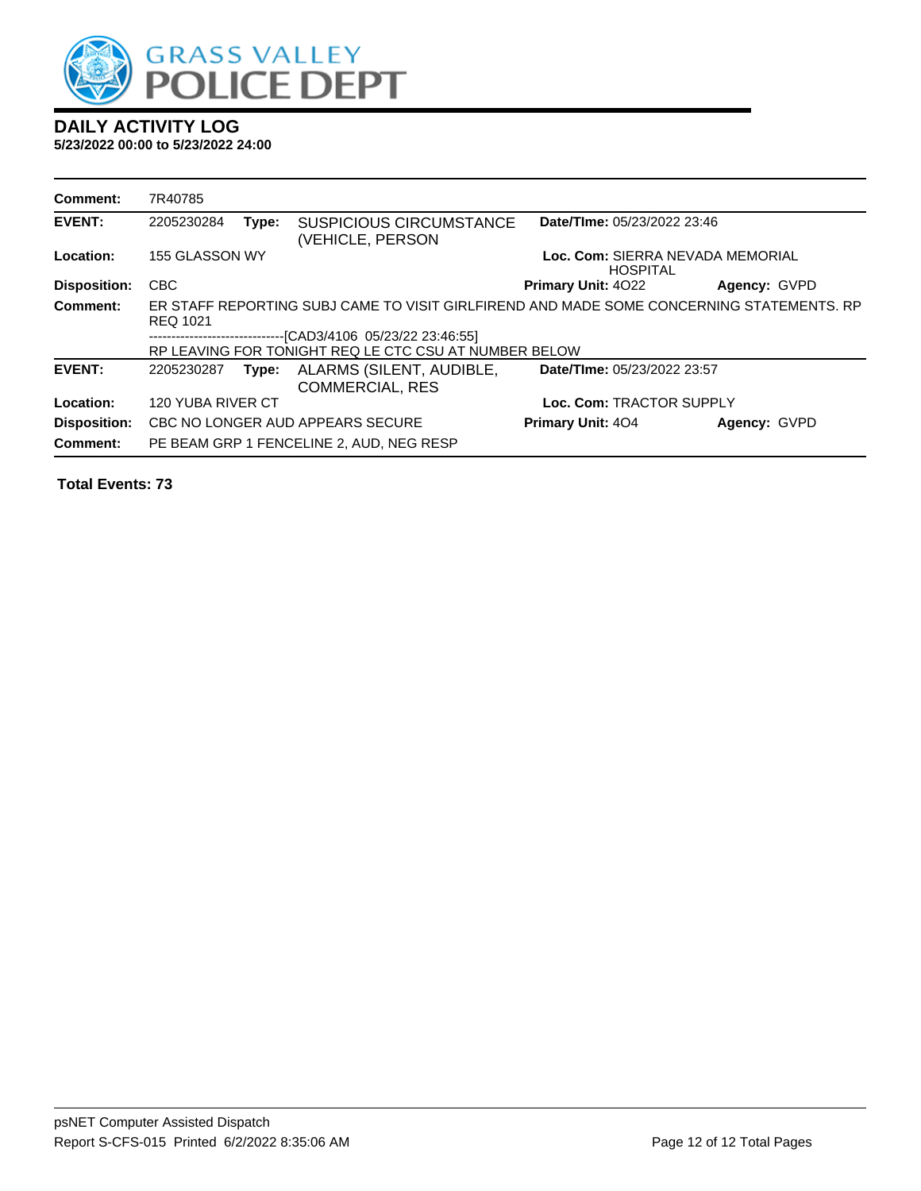## DAILY ACTIVITY LOG

**5/23/2022 00:00 to 5/23/2022 24:00**

| | | | | |
|---|---|---|---|---|
| **Comment:** | 7R40785 | | | |
| **EVENT:** | 2205230284 **Type:** SUSPICIOUS CIRCUMSTANCE (VEHICLE, PERSON | | **Date/TIme:** 05/23/2022 23:46 | |
| **Location:** | 155 GLASSON WY | | **Loc. Com:** SIERRA NEVADA MEMORIAL HOSPITAL | |
| **Disposition:** | CBC | | **Primary Unit:** 4O22 | **Agency:** GVPD |
| **Comment:** | ER STAFF REPORTING SUBJ CAME TO VISIT GIRLFIREND AND MADE SOME CONCERNING STATEMENTS. RP REQ 1021<br>------------------------------[CAD3/4106 05/23/22 23:46:55]<br>RP LEAVING FOR TONIGHT REQ LE CTC CSU AT NUMBER BELOW | | | |
| **EVENT:** | 2205230287 **Type:** ALARMS (SILENT, AUDIBLE, COMMERCIAL, RES | | **Date/TIme:** 05/23/2022 23:57 | |
| **Location:** | 120 YUBA RIVER CT | | **Loc. Com:** TRACTOR SUPPLY | |
| **Disposition:** | CBC NO LONGER AUD APPEARS SECURE | | **Primary Unit:** 4O4 | **Agency:** GVPD |
| **Comment:** | PE BEAM GRP 1 FENCELINE 2, AUD, NEG RESP | | | |

**Total Events: 73**

psNET Computer Assisted Dispatch

Report S-CFS-015 Printed 6/2/2022 8:35:06 AM